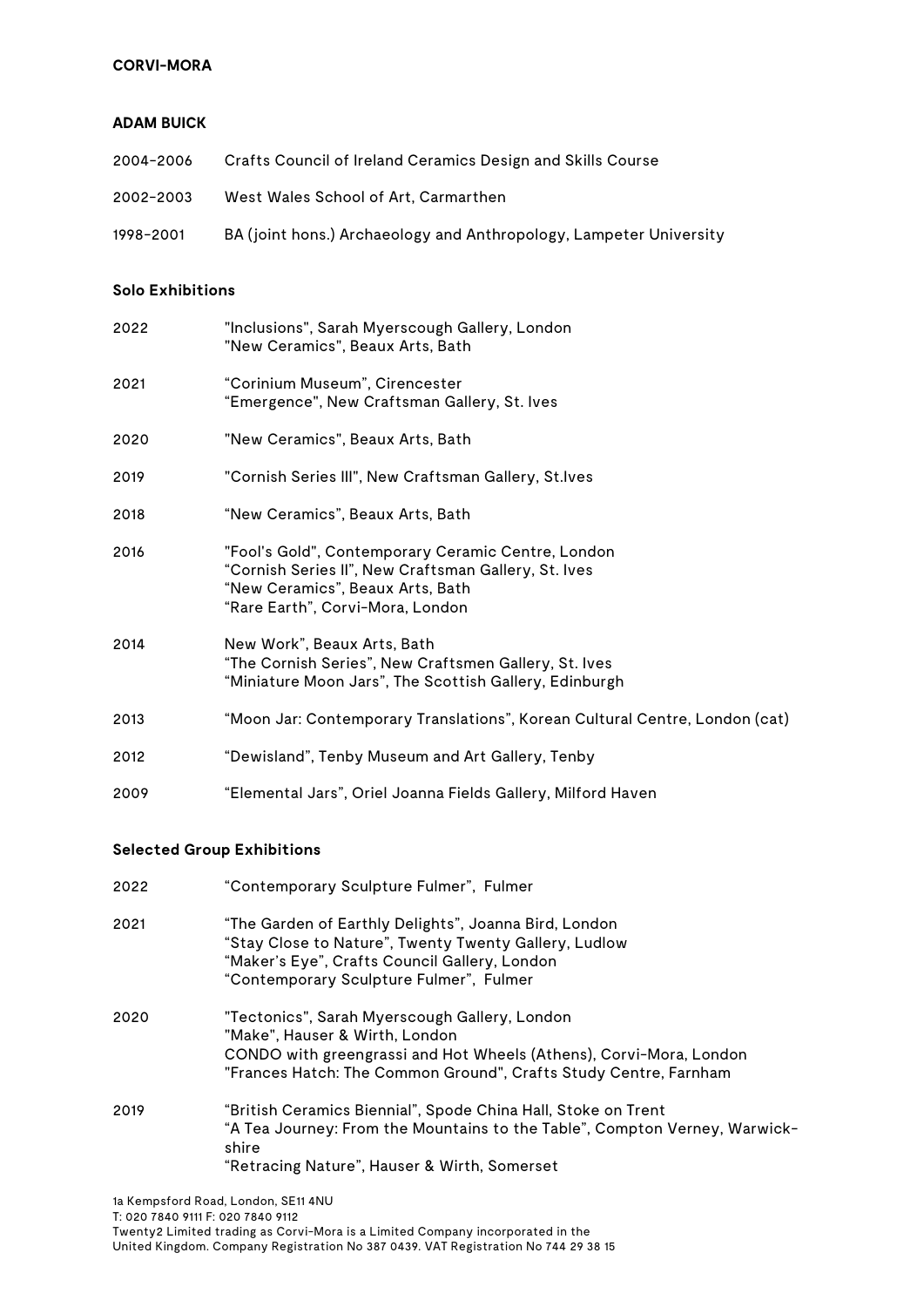**CORVI-MORA**

**ADAM BUICK**

| | |
|---|---|
| 2004-2006 | Crafts Council of Ireland Ceramics Design and Skills Course |
| 2002-2003 | West Wales School of Art, Carmarthen |
| 1998-2001 | BA (joint hons.) Archaeology and Anthropology, Lampeter University |

**Solo Exhibitions**

| | |
|---|---|
| 2022 | "Inclusions", Sarah Myerscough Gallery, London<br>"New Ceramics", Beaux Arts, Bath |
| 2021 | "Corinium Museum", Cirencester<br>"Emergence", New Craftsman Gallery, St. Ives |
| 2020 | "New Ceramics", Beaux Arts, Bath |
| 2019 | "Cornish Series III", New Craftsman Gallery, St.Ives |
| 2018 | "New Ceramics", Beaux Arts, Bath |
| 2016 | "Fool's Gold", Contemporary Ceramic Centre, London<br>"Cornish Series II", New Craftsman Gallery, St. Ives<br>"New Ceramics", Beaux Arts, Bath<br>"Rare Earth", Corvi-Mora, London |
| 2014 | New Work", Beaux Arts, Bath<br>"The Cornish Series", New Craftsmen Gallery, St. Ives<br>"Miniature Moon Jars", The Scottish Gallery, Edinburgh |
| 2013 | "Moon Jar: Contemporary Translations", Korean Cultural Centre, London (cat) |
| 2012 | "Dewisland", Tenby Museum and Art Gallery, Tenby |
| 2009 | "Elemental Jars", Oriel Joanna Fields Gallery, Milford Haven |

**Selected Group Exhibitions**

| | |
|---|---|
| 2022 | "Contemporary Sculpture Fulmer", Fulmer |
| 2021 | "The Garden of Earthly Delights", Joanna Bird, London<br>"Stay Close to Nature", Twenty Twenty Gallery, Ludlow<br>"Maker's Eye", Crafts Council Gallery, London<br>"Contemporary Sculpture Fulmer", Fulmer |
| 2020 | "Tectonics", Sarah Myerscough Gallery, London<br>"Make", Hauser & Wirth, London<br>CONDO with greengrassi and Hot Wheels (Athens), Corvi-Mora, London<br>"Frances Hatch: The Common Ground", Crafts Study Centre, Farnham |
| 2019 | "British Ceramics Biennial", Spode China Hall, Stoke on Trent<br>"A Tea Journey: From the Mountains to the Table", Compton Verney, Warwick-shire<br>"Retracing Nature", Hauser & Wirth, Somerset |

1a Kempsford Road, London, SE11 4NU
T: 020 7840 9111 F: 020 7840 9112
Twenty2 Limited trading as Corvi-Mora is a Limited Company incorporated in the United Kingdom. Company Registration No 387 0439. VAT Registration No 744 29 38 15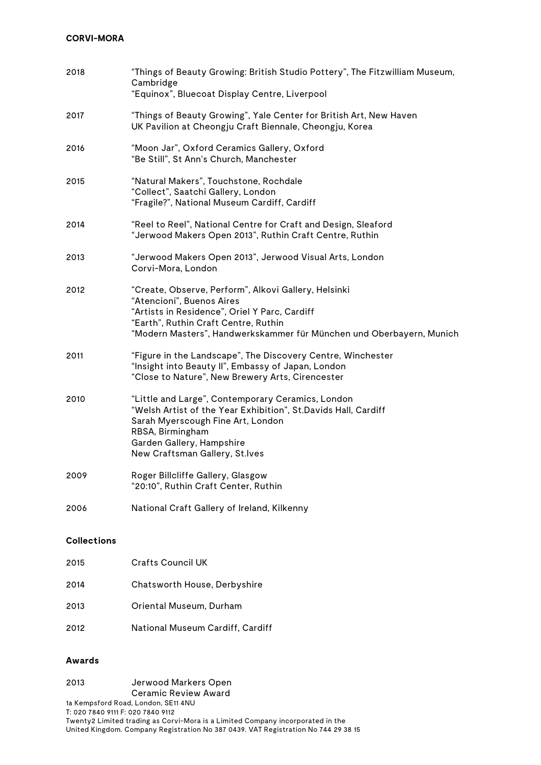| | |
|---|---|
| 2018 | "Things of Beauty Growing: British Studio Pottery", The Fitzwilliam Museum, Cambridge<br>"Equinox", Bluecoat Display Centre, Liverpool |
| 2017 | "Things of Beauty Growing", Yale Center for British Art, New Haven<br>UK Pavilion at Cheongju Craft Biennale, Cheongju, Korea |
| 2016 | "Moon Jar", Oxford Ceramics Gallery, Oxford<br>"Be Still", St Ann's Church, Manchester |
| 2015 | "Natural Makers", Touchstone, Rochdale<br>"Collect", Saatchi Gallery, London<br>"Fragile?", National Museum Cardiff, Cardiff |
| 2014 | "Reel to Reel", National Centre for Craft and Design, Sleaford<br>"Jerwood Makers Open 2013", Ruthin Craft Centre, Ruthin |
| 2013 | "Jerwood Makers Open 2013", Jerwood Visual Arts, London<br>Corvi-Mora, London |
| 2012 | "Create, Observe, Perform", Alkovi Gallery, Helsinki<br>"Atencioni", Buenos Aires<br>"Artists in Residence", Oriel Y Parc, Cardiff<br>"Earth", Ruthin Craft Centre, Ruthin<br>"Modern Masters", Handwerkskammer für München und Oberbayern, Munich |
| 2011 | "Figure in the Landscape", The Discovery Centre, Winchester<br>"Insight into Beauty II", Embassy of Japan, London<br>"Close to Nature", New Brewery Arts, Cirencester |
| 2010 | "Little and Large", Contemporary Ceramics, London<br>"Welsh Artist of the Year Exhibition", St.Davids Hall, Cardiff<br>Sarah Myerscough Fine Art, London<br>RBSA, Birmingham<br>Garden Gallery, Hampshire<br>New Craftsman Gallery, St.Ives |
| 2009 | Roger Billcliffe Gallery, Glasgow<br>"20:10", Ruthin Craft Center, Ruthin |
| 2006 | National Craft Gallery of Ireland, Kilkenny |

**Collections**

| | |
|---|---|
| 2015 | Crafts Council UK |
| 2014 | Chatsworth House, Derbyshire |
| 2013 | Oriental Museum, Durham |
| 2012 | National Museum Cardiff, Cardiff |

**Awards**

| | |
|---|---|
| 2013 | Jerwood Markers Open<br>Ceramic Review Award |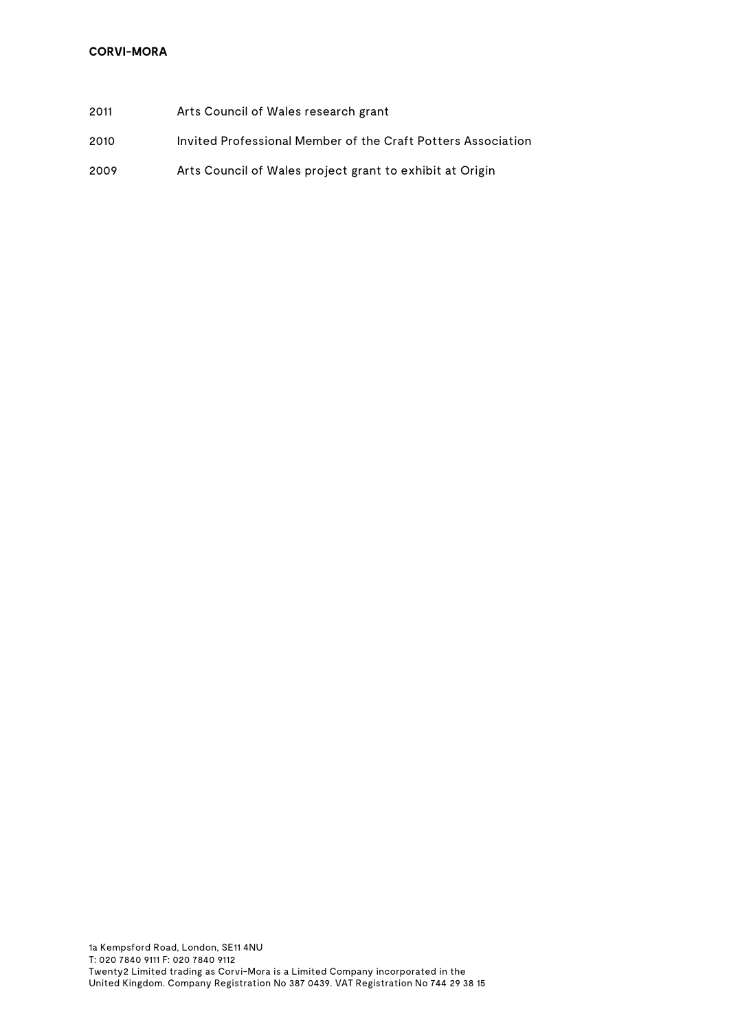| | |
|---|---|
| 2011 | Arts Council of Wales research grant |
| 2010 | Invited Professional Member of the Craft Potters Association |
| 2009 | Arts Council of Wales project grant to exhibit at Origin |